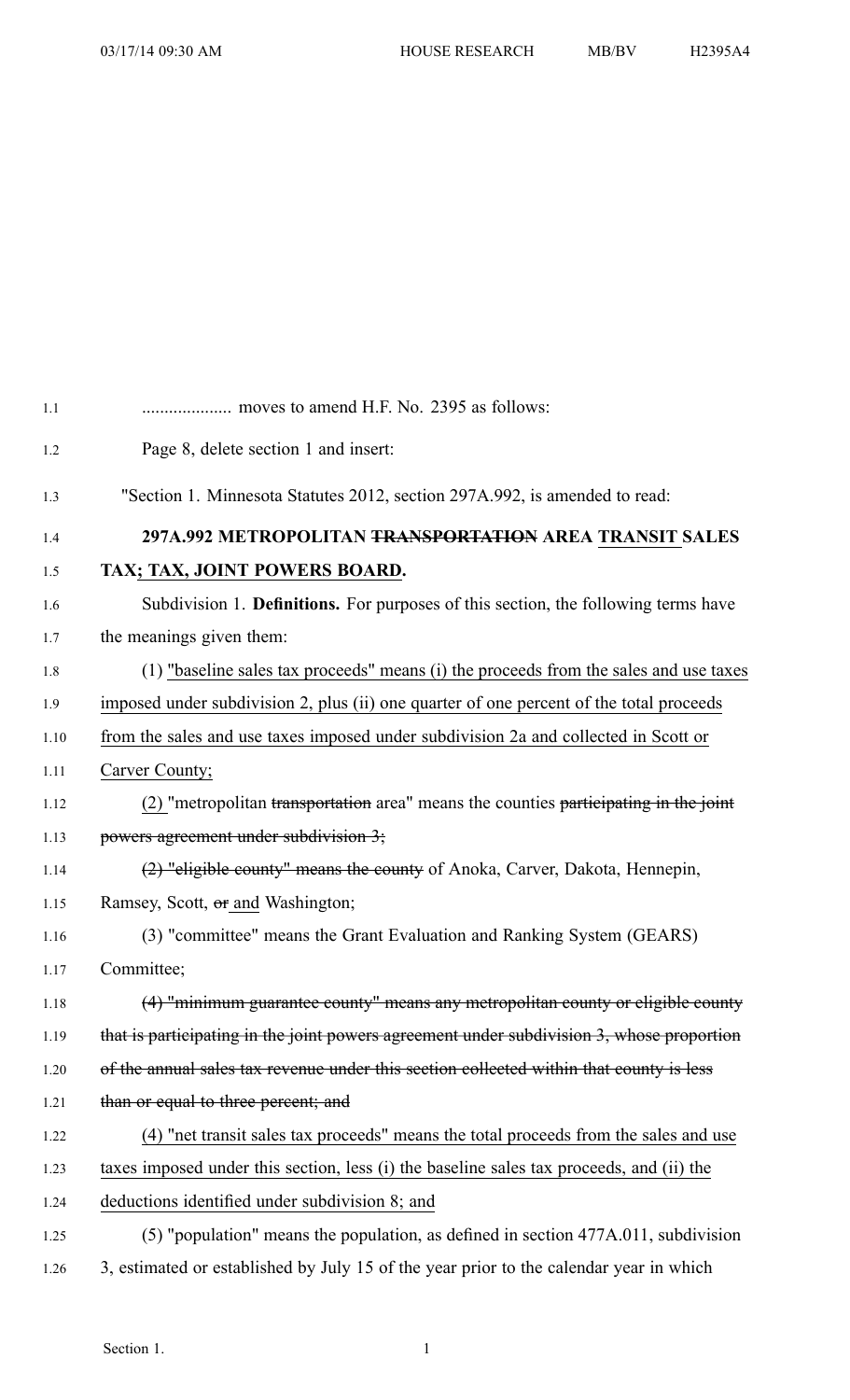.................... moves to amend H.F. No. 2395 as follows:

Page 8, delete section 1 and insert:

"Section 1. Minnesota Statutes 2012, section 297A.992, is amended to read:

**297A.992 METROPOLITAN ~~TRANSPORTATION~~ AREA TRANSIT SALES TAX; TAX, JOINT POWERS BOARD.**

Subdivision 1. **Definitions.** For purposes of this section, the following terms have the meanings given them:

(1) "baseline sales tax proceeds" means (i) the proceeds from the sales and use taxes imposed under subdivision 2, plus (ii) one quarter of one percent of the total proceeds from the sales and use taxes imposed under subdivision 2a and collected in Scott or Carver County;

(2) "metropolitan ~~transportation~~ area" means the counties ~~participating in the joint powers agreement under subdivision 3;~~

~~(2) "eligible county" means the county~~ of Anoka, Carver, Dakota, Hennepin, Ramsey, Scott, ~~or~~ and Washington;

(3) "committee" means the Grant Evaluation and Ranking System (GEARS) Committee;

~~(4) "minimum guarantee county" means any metropolitan county or eligible county that is participating in the joint powers agreement under subdivision 3, whose proportion of the annual sales tax revenue under this section collected within that county is less than or equal to three percent; and~~

(4) "net transit sales tax proceeds" means the total proceeds from the sales and use taxes imposed under this section, less (i) the baseline sales tax proceeds, and (ii) the deductions identified under subdivision 8; and

(5) "population" means the population, as defined in section 477A.011, subdivision 3, estimated or established by July 15 of the year prior to the calendar year in which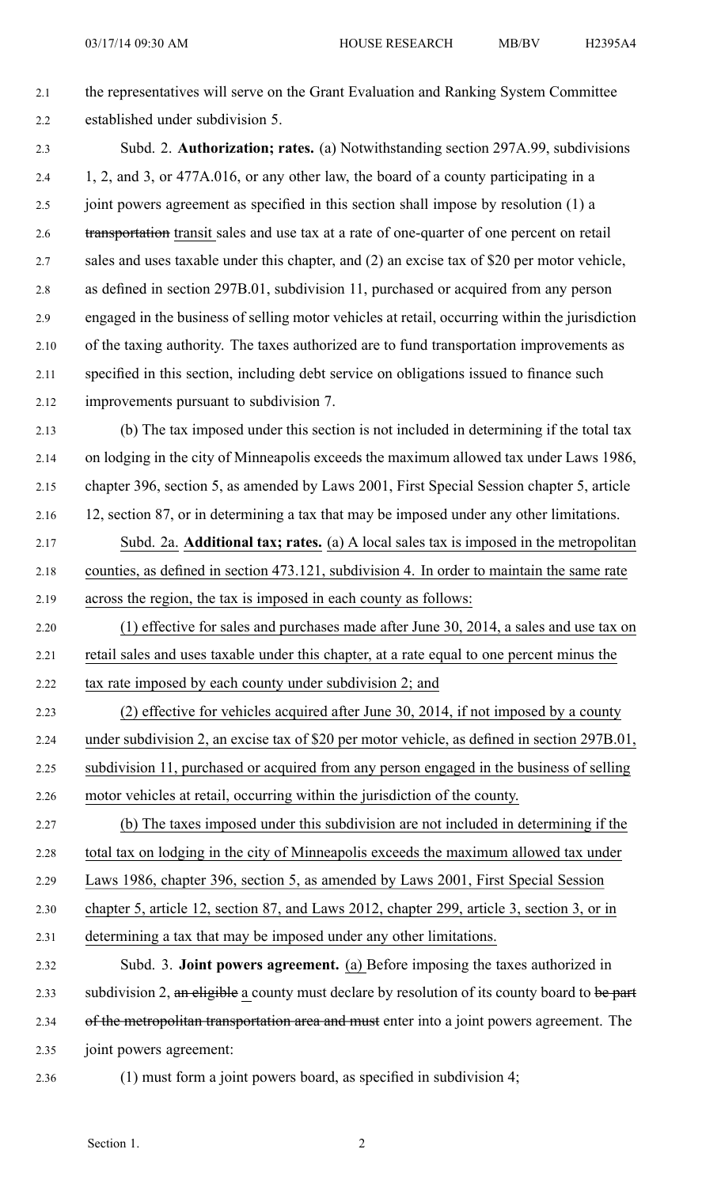the representatives will serve on the Grant Evaluation and Ranking System Committee established under subdivision 5.

Subd. 2. **Authorization; rates.** (a) Notwithstanding section 297A.99, subdivisions 1, 2, and 3, or 477A.016, or any other law, the board of a county participating in a joint powers agreement as specified in this section shall impose by resolution (1) a ~~transportation~~ transit sales and use tax at a rate of one-quarter of one percent on retail sales and uses taxable under this chapter, and (2) an excise tax of $20 per motor vehicle, as defined in section 297B.01, subdivision 11, purchased or acquired from any person engaged in the business of selling motor vehicles at retail, occurring within the jurisdiction of the taxing authority. The taxes authorized are to fund transportation improvements as specified in this section, including debt service on obligations issued to finance such improvements pursuant to subdivision 7.

(b) The tax imposed under this section is not included in determining if the total tax on lodging in the city of Minneapolis exceeds the maximum allowed tax under Laws 1986, chapter 396, section 5, as amended by Laws 2001, First Special Session chapter 5, article 12, section 87, or in determining a tax that may be imposed under any other limitations.

<u>Subd. 2a. **Additional tax; rates.** (a) A local sales tax is imposed in the metropolitan counties, as defined in section 473.121, subdivision 4. In order to maintain the same rate across the region, the tax is imposed in each county as follows:</u>

<u>(1) effective for sales and purchases made after June 30, 2014, a sales and use tax on retail sales and uses taxable under this chapter, at a rate equal to one percent minus the tax rate imposed by each county under subdivision 2; and</u>

<u>(2) effective for vehicles acquired after June 30, 2014, if not imposed by a county under subdivision 2, an excise tax of $20 per motor vehicle, as defined in section 297B.01, subdivision 11, purchased or acquired from any person engaged in the business of selling motor vehicles at retail, occurring within the jurisdiction of the county.</u>

<u>(b) The taxes imposed under this subdivision are not included in determining if the total tax on lodging in the city of Minneapolis exceeds the maximum allowed tax under Laws 1986, chapter 396, section 5, as amended by Laws 2001, First Special Session chapter 5, article 12, section 87, and Laws 2012, chapter 299, article 3, section 3, or in determining a tax that may be imposed under any other limitations.</u>

Subd. 3. **Joint powers agreement.** <u>(a)</u> Before imposing the taxes authorized in subdivision 2, ~~an eligible~~ <u>a</u> county must declare by resolution of its county board to ~~be part of the metropolitan transportation area and must~~ enter into a joint powers agreement. The joint powers agreement:

(1) must form a joint powers board, as specified in subdivision 4;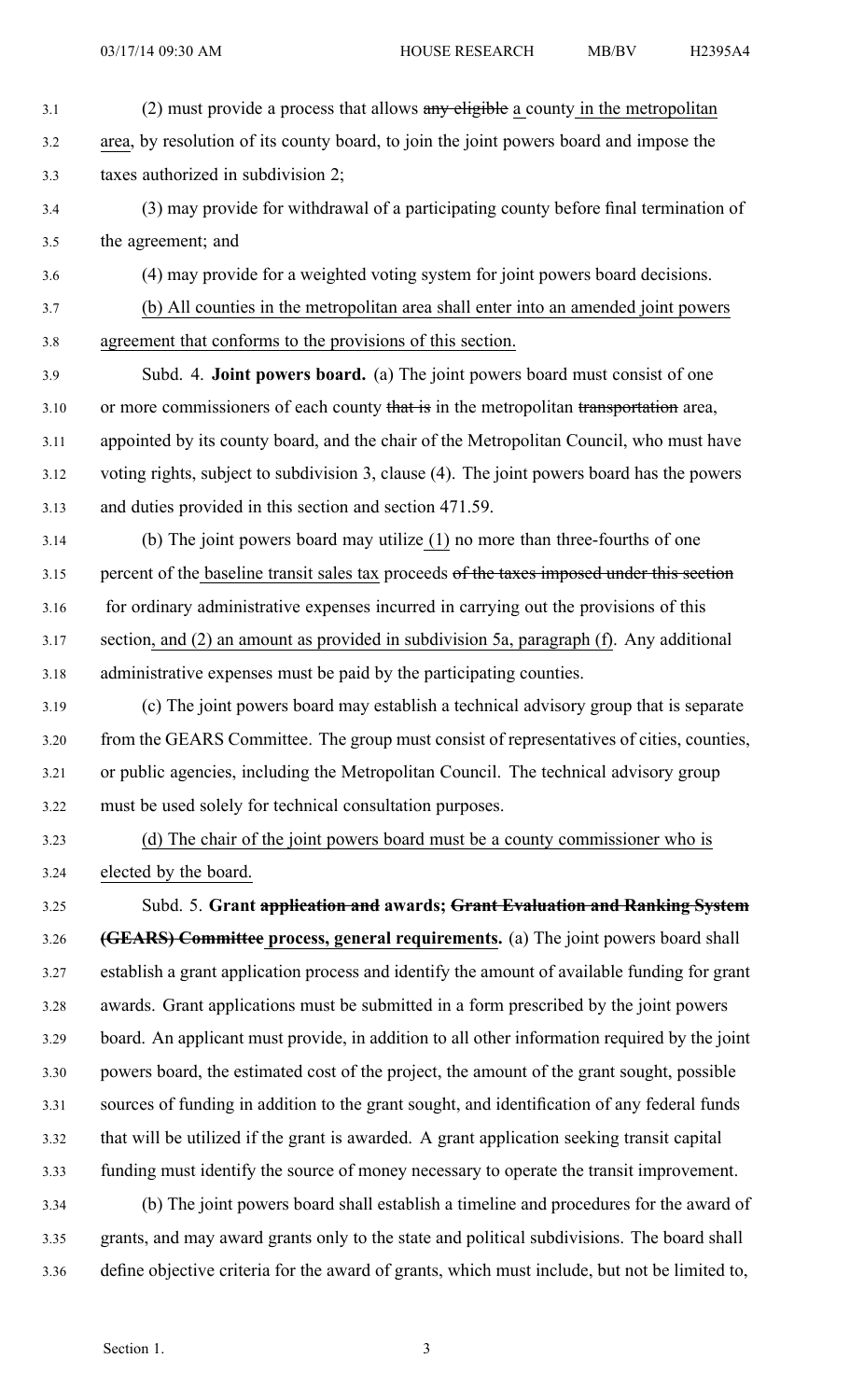(2) must provide a process that allows ~~any eligible~~ a county in the metropolitan area, by resolution of its county board, to join the joint powers board and impose the taxes authorized in subdivision 2;

(3) may provide for withdrawal of a participating county before final termination of the agreement; and

(4) may provide for a weighted voting system for joint powers board decisions.

(b) All counties in the metropolitan area shall enter into an amended joint powers agreement that conforms to the provisions of this section.

Subd. 4. **Joint powers board.** (a) The joint powers board must consist of one or more commissioners of each county ~~that is~~ in the metropolitan ~~transportation~~ area, appointed by its county board, and the chair of the Metropolitan Council, who must have voting rights, subject to subdivision 3, clause (4). The joint powers board has the powers and duties provided in this section and section 471.59.

(b) The joint powers board may utilize (1) no more than three-fourths of one percent of the baseline transit sales tax proceeds ~~of the taxes imposed under this section~~ for ordinary administrative expenses incurred in carrying out the provisions of this section, and (2) an amount as provided in subdivision 5a, paragraph (f). Any additional administrative expenses must be paid by the participating counties.

(c) The joint powers board may establish a technical advisory group that is separate from the GEARS Committee. The group must consist of representatives of cities, counties, or public agencies, including the Metropolitan Council. The technical advisory group must be used solely for technical consultation purposes.

(d) The chair of the joint powers board must be a county commissioner who is elected by the board.

Subd. 5. **Grant ~~application and~~ awards; ~~Grant Evaluation and Ranking System (GEARS) Committee~~ process, general requirements.** (a) The joint powers board shall establish a grant application process and identify the amount of available funding for grant awards. Grant applications must be submitted in a form prescribed by the joint powers board. An applicant must provide, in addition to all other information required by the joint powers board, the estimated cost of the project, the amount of the grant sought, possible sources of funding in addition to the grant sought, and identification of any federal funds that will be utilized if the grant is awarded. A grant application seeking transit capital funding must identify the source of money necessary to operate the transit improvement.

(b) The joint powers board shall establish a timeline and procedures for the award of grants, and may award grants only to the state and political subdivisions. The board shall define objective criteria for the award of grants, which must include, but not be limited to,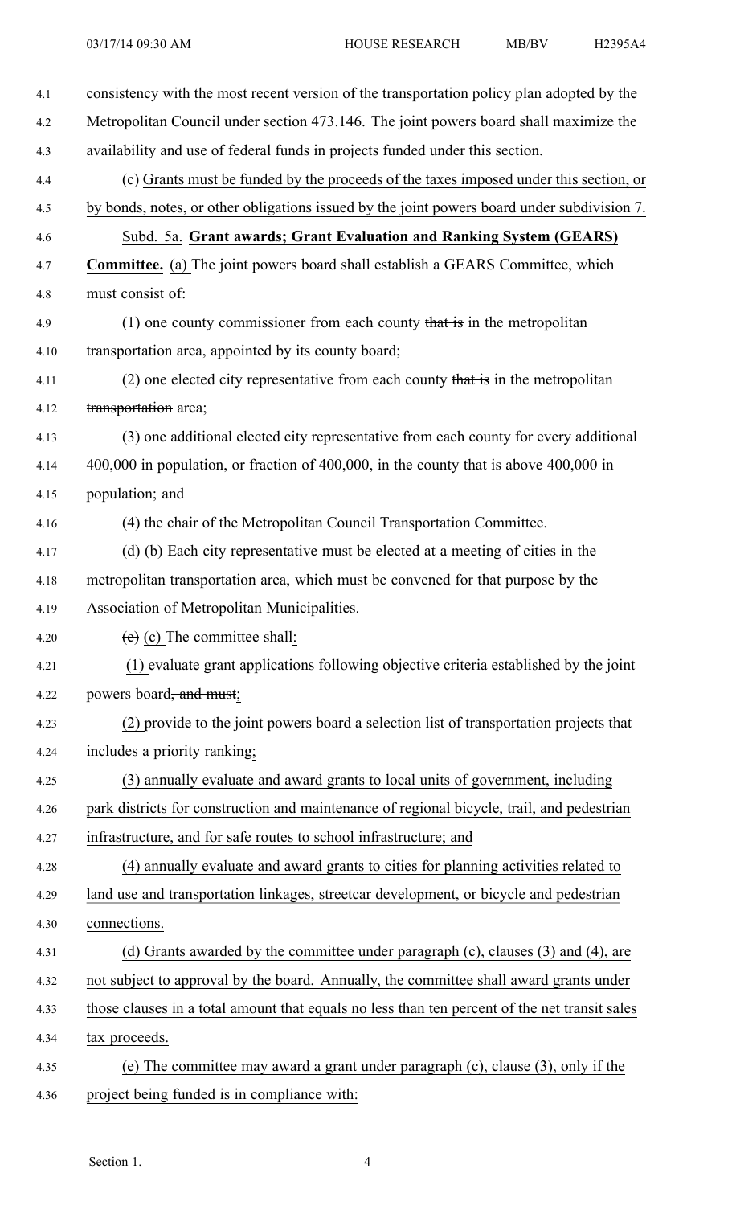consistency with the most recent version of the transportation policy plan adopted by the Metropolitan Council under section 473.146. The joint powers board shall maximize the availability and use of federal funds in projects funded under this section.

(c) Grants must be funded by the proceeds of the taxes imposed under this section, or by bonds, notes, or other obligations issued by the joint powers board under subdivision 7.

Subd. 5a. **Grant awards; Grant Evaluation and Ranking System (GEARS) Committee.** (a) The joint powers board shall establish a GEARS Committee, which must consist of:

(1) one county commissioner from each county ~~that is~~ in the metropolitan ~~transportation~~ area, appointed by its county board;

(2) one elected city representative from each county ~~that is~~ in the metropolitan ~~transportation~~ area;

(3) one additional elected city representative from each county for every additional 400,000 in population, or fraction of 400,000, in the county that is above 400,000 in population; and

(4) the chair of the Metropolitan Council Transportation Committee.

~~(d)~~ (b) Each city representative must be elected at a meeting of cities in the metropolitan ~~transportation~~ area, which must be convened for that purpose by the Association of Metropolitan Municipalities.

~~(e)~~ (c) The committee shall:

(1) evaluate grant applications following objective criteria established by the joint powers board~~, and must~~;

(2) provide to the joint powers board a selection list of transportation projects that includes a priority ranking;

(3) annually evaluate and award grants to local units of government, including park districts for construction and maintenance of regional bicycle, trail, and pedestrian infrastructure, and for safe routes to school infrastructure; and

(4) annually evaluate and award grants to cities for planning activities related to land use and transportation linkages, streetcar development, or bicycle and pedestrian connections.

(d) Grants awarded by the committee under paragraph (c), clauses (3) and (4), are not subject to approval by the board. Annually, the committee shall award grants under those clauses in a total amount that equals no less than ten percent of the net transit sales tax proceeds.

(e) The committee may award a grant under paragraph (c), clause (3), only if the project being funded is in compliance with: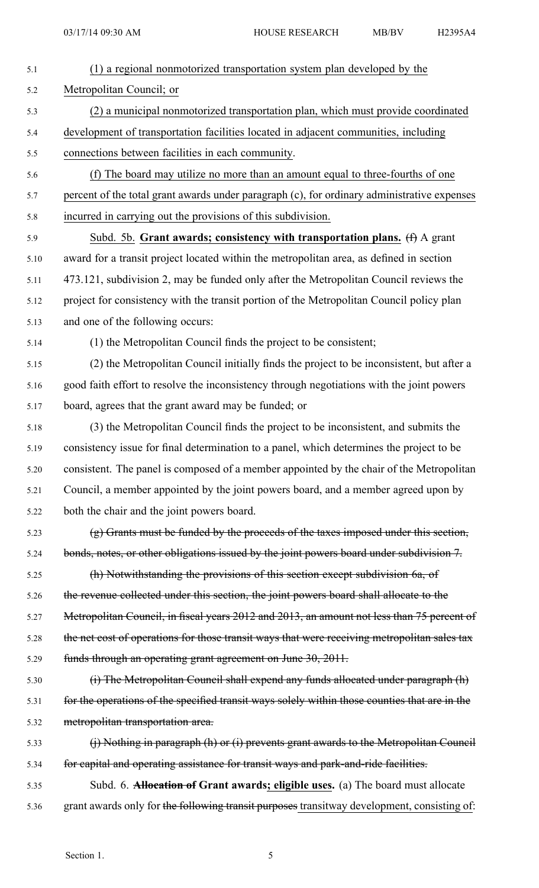(1) a regional nonmotorized transportation system plan developed by the Metropolitan Council; or

(2) a municipal nonmotorized transportation plan, which must provide coordinated development of transportation facilities located in adjacent communities, including connections between facilities in each community.

(f) The board may utilize no more than an amount equal to three-fourths of one percent of the total grant awards under paragraph (c), for ordinary administrative expenses incurred in carrying out the provisions of this subdivision.

Subd. 5b. **Grant awards; consistency with transportation plans.** ~~(f)~~ A grant award for a transit project located within the metropolitan area, as defined in section 473.121, subdivision 2, may be funded only after the Metropolitan Council reviews the project for consistency with the transit portion of the Metropolitan Council policy plan and one of the following occurs:

(1) the Metropolitan Council finds the project to be consistent;

(2) the Metropolitan Council initially finds the project to be inconsistent, but after a good faith effort to resolve the inconsistency through negotiations with the joint powers board, agrees that the grant award may be funded; or

(3) the Metropolitan Council finds the project to be inconsistent, and submits the consistency issue for final determination to a panel, which determines the project to be consistent. The panel is composed of a member appointed by the chair of the Metropolitan Council, a member appointed by the joint powers board, and a member agreed upon by both the chair and the joint powers board.

~~(g) Grants must be funded by the proceeds of the taxes imposed under this section, bonds, notes, or other obligations issued by the joint powers board under subdivision 7.~~

~~(h) Notwithstanding the provisions of this section except subdivision 6a, of the revenue collected under this section, the joint powers board shall allocate to the Metropolitan Council, in fiscal years 2012 and 2013, an amount not less than 75 percent of the net cost of operations for those transit ways that were receiving metropolitan sales tax funds through an operating grant agreement on June 30, 2011.~~

~~(i) The Metropolitan Council shall expend any funds allocated under paragraph (h) for the operations of the specified transit ways solely within those counties that are in the metropolitan transportation area.~~

~~(j) Nothing in paragraph (h) or (i) prevents grant awards to the Metropolitan Council for capital and operating assistance for transit ways and park-and-ride facilities.~~

Subd. 6. ~~**Allocation of**~~ **Grant awards; eligible uses.** (a) The board must allocate grant awards only for ~~the following transit purposes~~ transitway development, consisting of: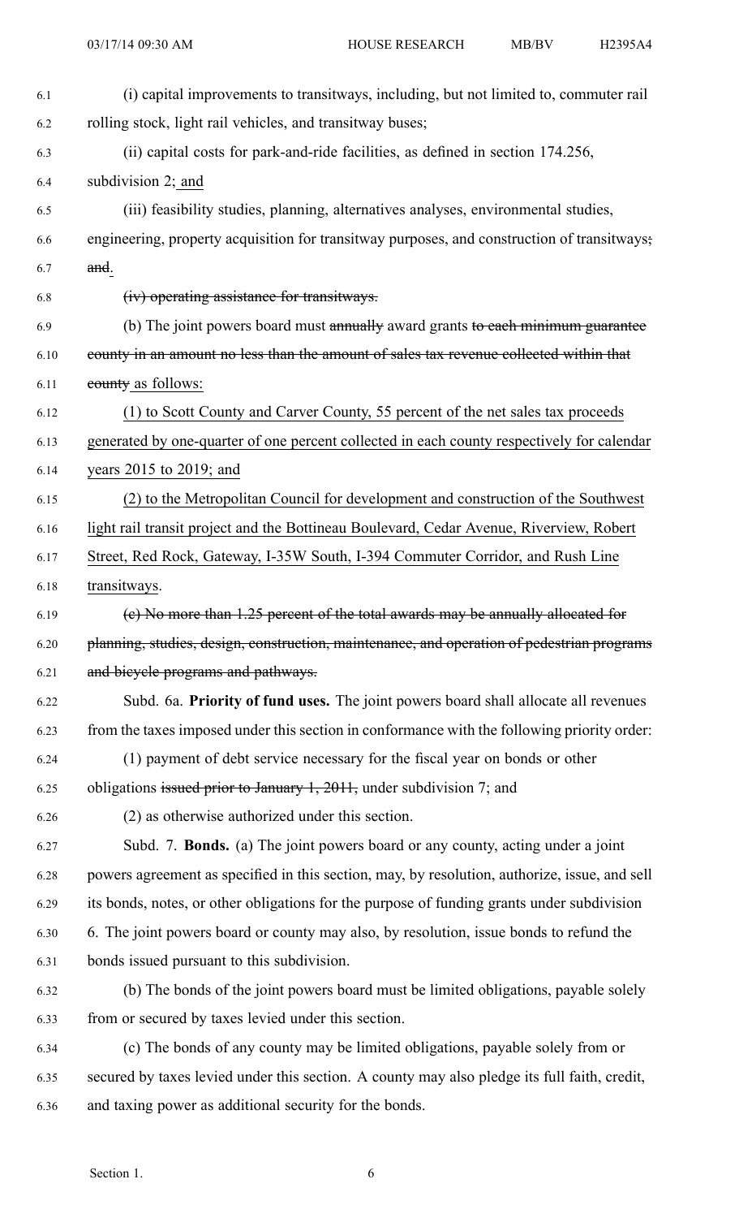(i) capital improvements to transitways, including, but not limited to, commuter rail rolling stock, light rail vehicles, and transitway buses;

(ii) capital costs for park-and-ride facilities, as defined in section 174.256, subdivision 2; <u>and</u>

(iii) feasibility studies, planning, alternatives analyses, environmental studies, engineering, property acquisition for transitway purposes, and construction of transitways~~;~~ ~~and~~<u>.</u>

~~(iv) operating assistance for transitways.~~

(b) The joint powers board must ~~annually~~ award grants ~~to each minimum guarantee county in an amount no less than the amount of sales tax revenue collected within that county~~ <u>as follows:</u>

<u>(1) to Scott County and Carver County, 55 percent of the net sales tax proceeds generated by one-quarter of one percent collected in each county respectively for calendar years 2015 to 2019; and</u>

<u>(2) to the Metropolitan Council for development and construction of the Southwest light rail transit project and the Bottineau Boulevard, Cedar Avenue, Riverview, Robert Street, Red Rock, Gateway, I-35W South, I-394 Commuter Corridor, and Rush Line transitways</u>.

~~(c) No more than 1.25 percent of the total awards may be annually allocated for planning, studies, design, construction, maintenance, and operation of pedestrian programs and bicycle programs and pathways.~~

Subd. 6a. **Priority of fund uses.** The joint powers board shall allocate all revenues from the taxes imposed under this section in conformance with the following priority order:

(1) payment of debt service necessary for the fiscal year on bonds or other obligations ~~issued prior to January 1, 2011,~~ under subdivision 7; and

(2) as otherwise authorized under this section.

Subd. 7. **Bonds.** (a) The joint powers board or any county, acting under a joint powers agreement as specified in this section, may, by resolution, authorize, issue, and sell its bonds, notes, or other obligations for the purpose of funding grants under subdivision 6. The joint powers board or county may also, by resolution, issue bonds to refund the bonds issued pursuant to this subdivision.

(b) The bonds of the joint powers board must be limited obligations, payable solely from or secured by taxes levied under this section.

(c) The bonds of any county may be limited obligations, payable solely from or secured by taxes levied under this section. A county may also pledge its full faith, credit, and taxing power as additional security for the bonds.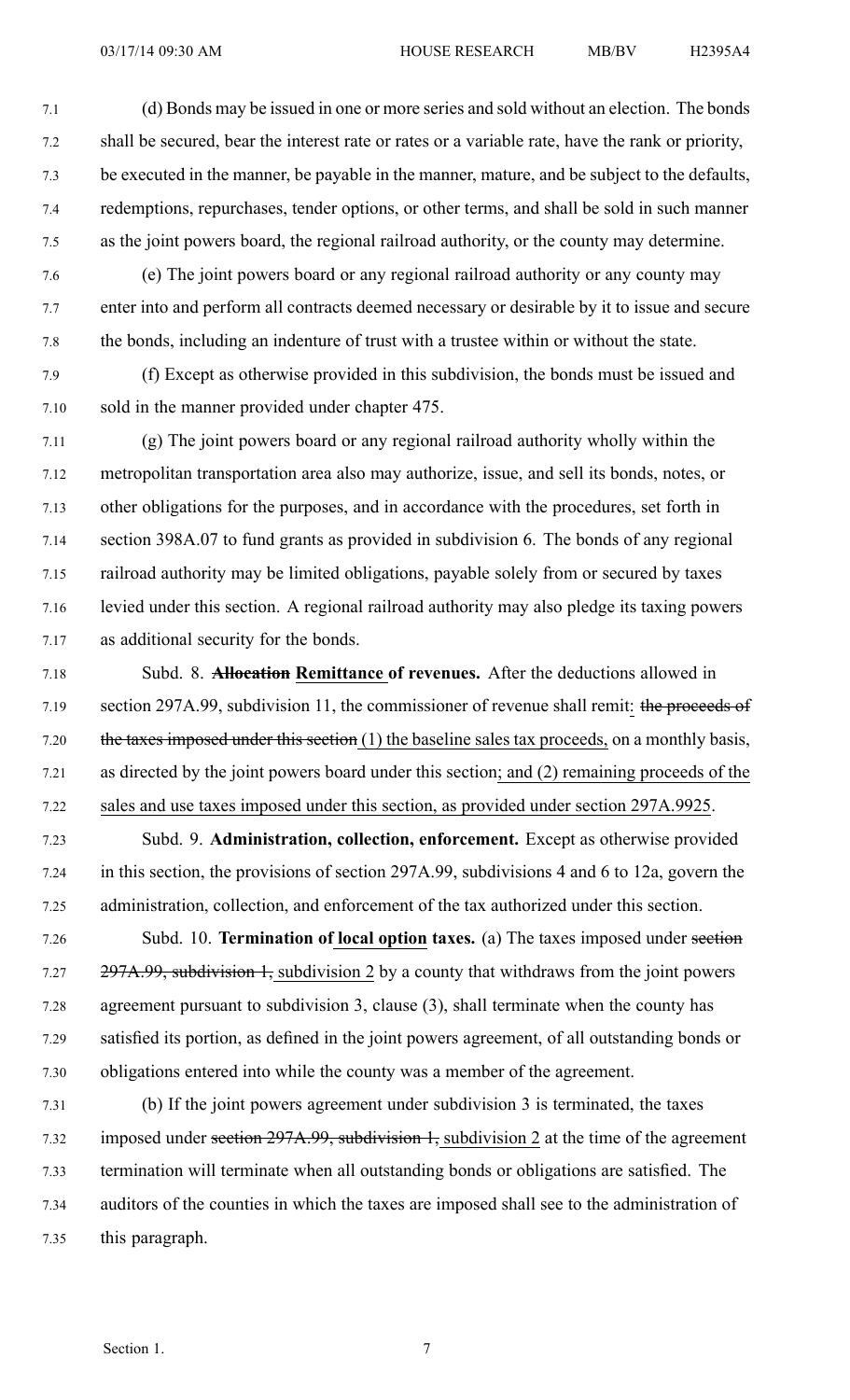(d) Bonds may be issued in one or more series and sold without an election. The bonds shall be secured, bear the interest rate or rates or a variable rate, have the rank or priority, be executed in the manner, be payable in the manner, mature, and be subject to the defaults, redemptions, repurchases, tender options, or other terms, and shall be sold in such manner as the joint powers board, the regional railroad authority, or the county may determine.

(e) The joint powers board or any regional railroad authority or any county may enter into and perform all contracts deemed necessary or desirable by it to issue and secure the bonds, including an indenture of trust with a trustee within or without the state.

(f) Except as otherwise provided in this subdivision, the bonds must be issued and sold in the manner provided under chapter 475.

(g) The joint powers board or any regional railroad authority wholly within the metropolitan transportation area also may authorize, issue, and sell its bonds, notes, or other obligations for the purposes, and in accordance with the procedures, set forth in section 398A.07 to fund grants as provided in subdivision 6. The bonds of any regional railroad authority may be limited obligations, payable solely from or secured by taxes levied under this section. A regional railroad authority may also pledge its taxing powers as additional security for the bonds.

Subd. 8. ~~**Allocation**~~ <u>**Remittance**</u> **of revenues.** After the deductions allowed in section 297A.99, subdivision 11, the commissioner of revenue shall remit<u>:</u> ~~the proceeds of the taxes imposed under this section~~ <u>(1) the baseline sales tax proceeds,</u> on a monthly basis, as directed by the joint powers board under this section<u>; and (2) remaining proceeds of the sales and use taxes imposed under this section, as provided under section 297A.9925</u>.

Subd. 9. **Administration, collection, enforcement.** Except as otherwise provided in this section, the provisions of section 297A.99, subdivisions 4 and 6 to 12a, govern the administration, collection, and enforcement of the tax authorized under this section.

Subd. 10. **Termination of** <u>**local option**</u> **taxes.** (a) The taxes imposed under ~~section 297A.99, subdivision 1,~~ <u>subdivision 2</u> by a county that withdraws from the joint powers agreement pursuant to subdivision 3, clause (3), shall terminate when the county has satisfied its portion, as defined in the joint powers agreement, of all outstanding bonds or obligations entered into while the county was a member of the agreement.

(b) If the joint powers agreement under subdivision 3 is terminated, the taxes imposed under ~~section 297A.99, subdivision 1,~~ <u>subdivision 2</u> at the time of the agreement termination will terminate when all outstanding bonds or obligations are satisfied. The auditors of the counties in which the taxes are imposed shall see to the administration of this paragraph.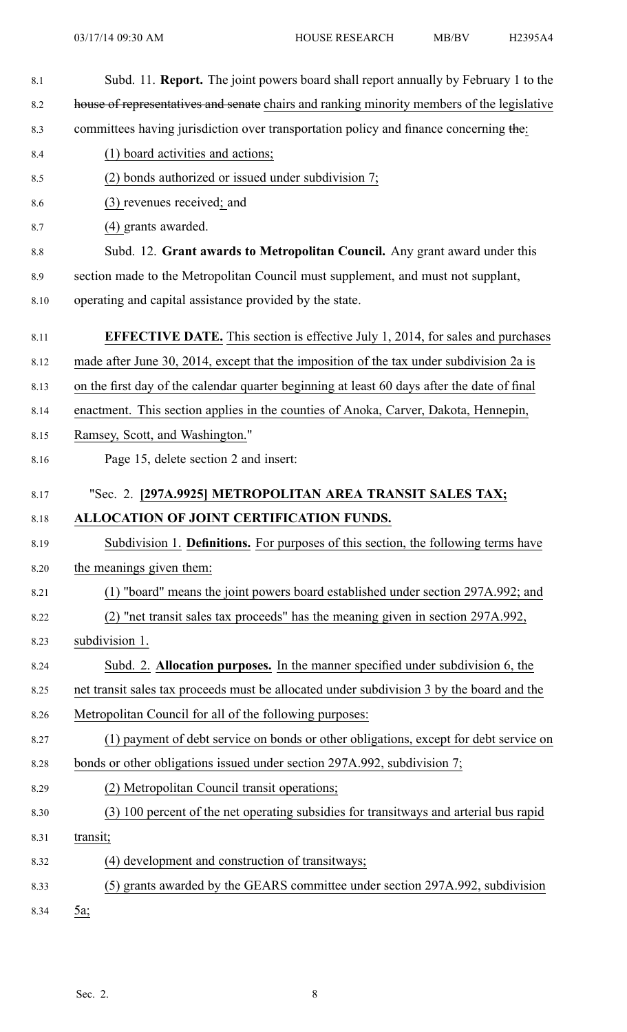Subd. 11. **Report.** The joint powers board shall report annually by February 1 to the ~~house of representatives and senate~~ chairs and ranking minority members of the legislative committees having jurisdiction over transportation policy and finance concerning ~~the~~:

(1) board activities and actions;

(2) bonds authorized or issued under subdivision 7;

(3) revenues received; and

(4) grants awarded.

Subd. 12. **Grant awards to Metropolitan Council.** Any grant award under this section made to the Metropolitan Council must supplement, and must not supplant, operating and capital assistance provided by the state.

**EFFECTIVE DATE.** This section is effective July 1, 2014, for sales and purchases made after June 30, 2014, except that the imposition of the tax under subdivision 2a is on the first day of the calendar quarter beginning at least 60 days after the date of final enactment. This section applies in the counties of Anoka, Carver, Dakota, Hennepin, Ramsey, Scott, and Washington."

Page 15, delete section 2 and insert:

"Sec. 2. **[297A.9925] METROPOLITAN AREA TRANSIT SALES TAX; ALLOCATION OF JOINT CERTIFICATION FUNDS.**

Subdivision 1. **Definitions.** For purposes of this section, the following terms have the meanings given them:

(1) "board" means the joint powers board established under section 297A.992; and

(2) "net transit sales tax proceeds" has the meaning given in section 297A.992, subdivision 1.

Subd. 2. **Allocation purposes.** In the manner specified under subdivision 6, the net transit sales tax proceeds must be allocated under subdivision 3 by the board and the Metropolitan Council for all of the following purposes:

(1) payment of debt service on bonds or other obligations, except for debt service on bonds or other obligations issued under section 297A.992, subdivision 7;

(2) Metropolitan Council transit operations;

(3) 100 percent of the net operating subsidies for transitways and arterial bus rapid transit;

(4) development and construction of transitways;

(5) grants awarded by the GEARS committee under section 297A.992, subdivision 5a;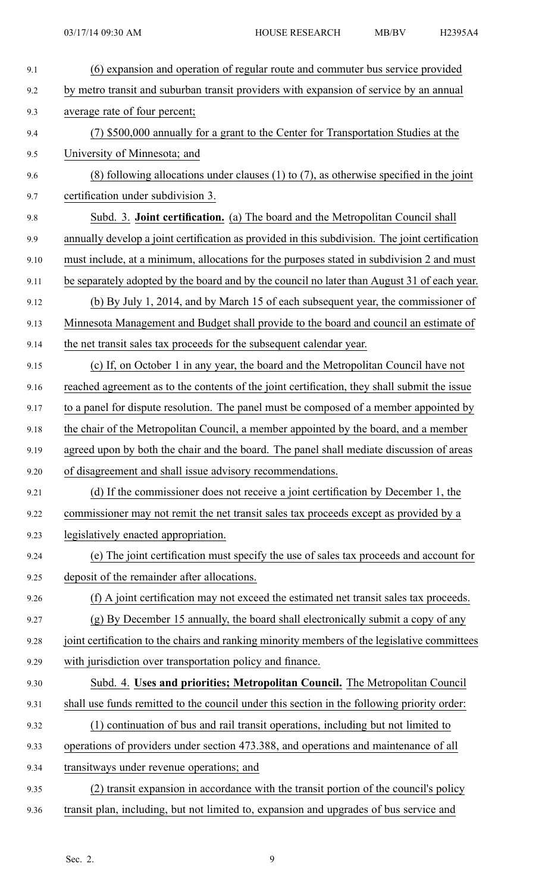(6) expansion and operation of regular route and commuter bus service provided by metro transit and suburban transit providers with expansion of service by an annual average rate of four percent;

(7) $500,000 annually for a grant to the Center for Transportation Studies at the University of Minnesota; and

(8) following allocations under clauses (1) to (7), as otherwise specified in the joint certification under subdivision 3.

Subd. 3. **Joint certification.** (a) The board and the Metropolitan Council shall annually develop a joint certification as provided in this subdivision. The joint certification must include, at a minimum, allocations for the purposes stated in subdivision 2 and must be separately adopted by the board and by the council no later than August 31 of each year.

(b) By July 1, 2014, and by March 15 of each subsequent year, the commissioner of Minnesota Management and Budget shall provide to the board and council an estimate of the net transit sales tax proceeds for the subsequent calendar year.

(c) If, on October 1 in any year, the board and the Metropolitan Council have not reached agreement as to the contents of the joint certification, they shall submit the issue to a panel for dispute resolution. The panel must be composed of a member appointed by the chair of the Metropolitan Council, a member appointed by the board, and a member agreed upon by both the chair and the board. The panel shall mediate discussion of areas of disagreement and shall issue advisory recommendations.

(d) If the commissioner does not receive a joint certification by December 1, the commissioner may not remit the net transit sales tax proceeds except as provided by a legislatively enacted appropriation.

(e) The joint certification must specify the use of sales tax proceeds and account for deposit of the remainder after allocations.

(f) A joint certification may not exceed the estimated net transit sales tax proceeds.

(g) By December 15 annually, the board shall electronically submit a copy of any joint certification to the chairs and ranking minority members of the legislative committees with jurisdiction over transportation policy and finance.

Subd. 4. **Uses and priorities; Metropolitan Council.** The Metropolitan Council shall use funds remitted to the council under this section in the following priority order:

(1) continuation of bus and rail transit operations, including but not limited to operations of providers under section 473.388, and operations and maintenance of all transitways under revenue operations; and

(2) transit expansion in accordance with the transit portion of the council's policy transit plan, including, but not limited to, expansion and upgrades of bus service and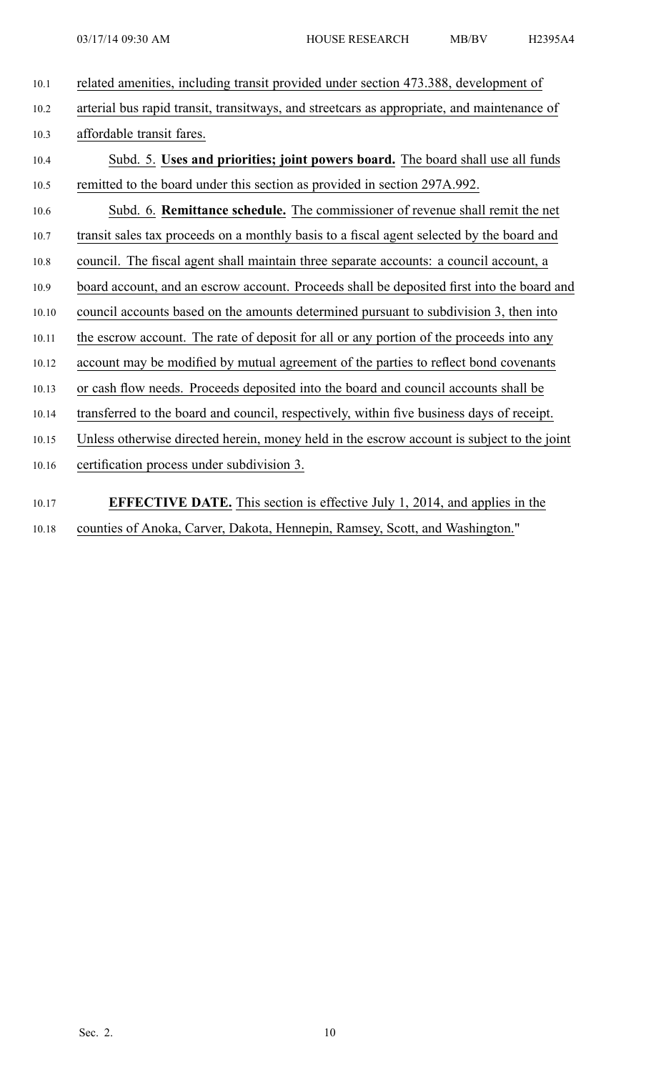related amenities, including transit provided under section 473.388, development of arterial bus rapid transit, transitways, and streetcars as appropriate, and maintenance of affordable transit fares.

Subd. 5. **Uses and priorities; joint powers board.** The board shall use all funds remitted to the board under this section as provided in section 297A.992.

Subd. 6. **Remittance schedule.** The commissioner of revenue shall remit the net transit sales tax proceeds on a monthly basis to a fiscal agent selected by the board and council. The fiscal agent shall maintain three separate accounts: a council account, a board account, and an escrow account. Proceeds shall be deposited first into the board and council accounts based on the amounts determined pursuant to subdivision 3, then into the escrow account. The rate of deposit for all or any portion of the proceeds into any account may be modified by mutual agreement of the parties to reflect bond covenants or cash flow needs. Proceeds deposited into the board and council accounts shall be transferred to the board and council, respectively, within five business days of receipt. Unless otherwise directed herein, money held in the escrow account is subject to the joint certification process under subdivision 3.

**EFFECTIVE DATE.** This section is effective July 1, 2014, and applies in the counties of Anoka, Carver, Dakota, Hennepin, Ramsey, Scott, and Washington."